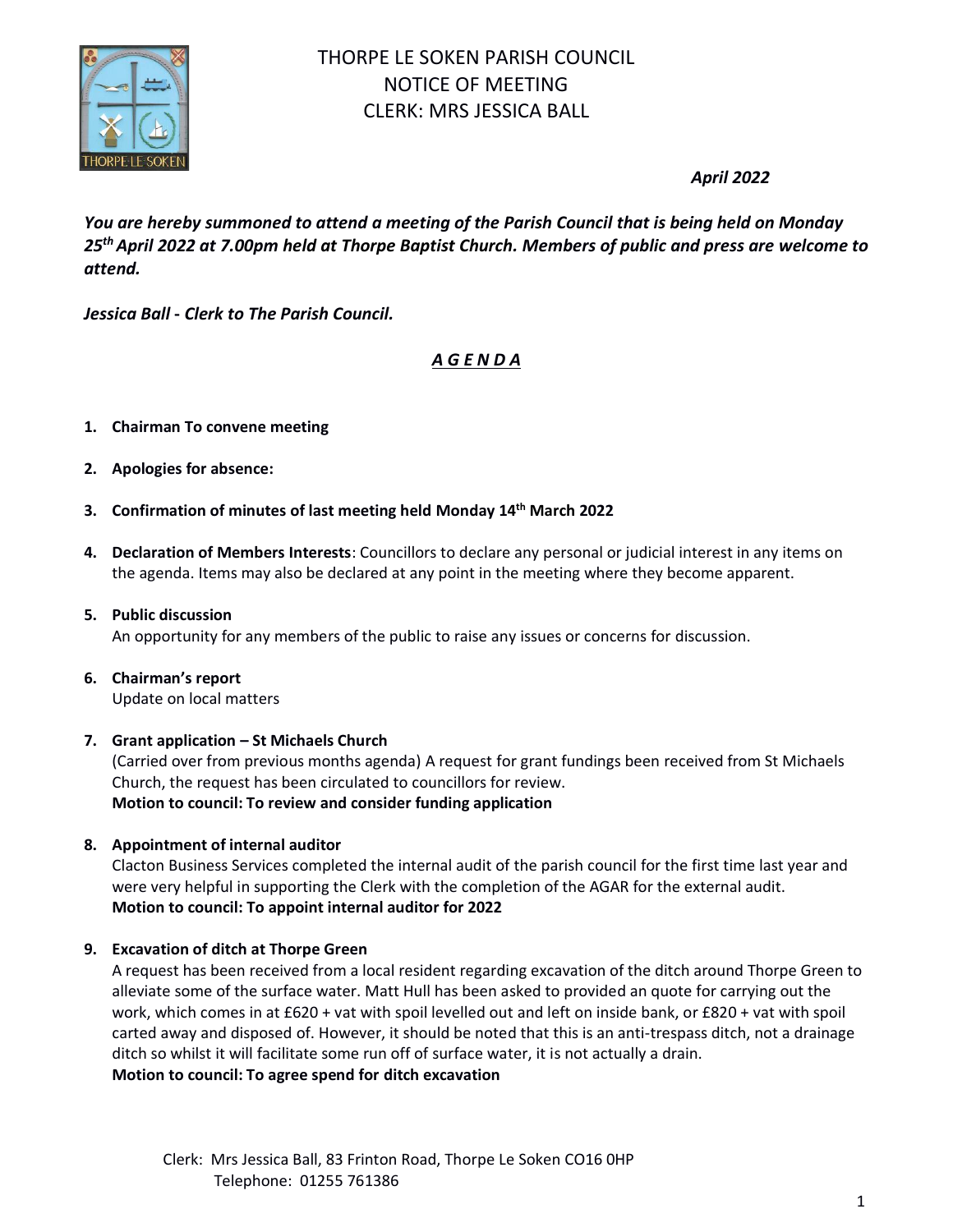# THORPE LE SOKEN PARISH COUNCIL
## NOTICE OF MEETING
## CLERK: MRS JESSICA BALL

*April 2022*

***You are hereby summoned to attend a meeting of the Parish Council that is being held on Monday 25th April 2022 at 7.00pm held at Thorpe Baptist Church. Members of public and press are welcome to attend.***

***Jessica Ball - Clerk to The Parish Council.***

## ***A G E N D A***

1. **Chairman To convene meeting**

2. **Apologies for absence:**

3. **Confirmation of minutes of last meeting held Monday 14th March 2022**

4. **Declaration of Members Interests**: Councillors to declare any personal or judicial interest in any items on the agenda. Items may also be declared at any point in the meeting where they become apparent.

5. **Public discussion**
   An opportunity for any members of the public to raise any issues or concerns for discussion.

6. **Chairman's report**
   Update on local matters

7. **Grant application – St Michaels Church**
   (Carried over from previous months agenda) A request for grant fundings been received from St Michaels Church, the request has been circulated to councillors for review.
   **Motion to council: To review and consider funding application**

8. **Appointment of internal auditor**
   Clacton Business Services completed the internal audit of the parish council for the first time last year and were very helpful in supporting the Clerk with the completion of the AGAR for the external audit.
   **Motion to council: To appoint internal auditor for 2022**

9. **Excavation of ditch at Thorpe Green**
   A request has been received from a local resident regarding excavation of the ditch around Thorpe Green to alleviate some of the surface water. Matt Hull has been asked to provided an quote for carrying out the work, which comes in at £620 + vat with spoil levelled out and left on inside bank, or £820 + vat with spoil carted away and disposed of. However, it should be noted that this is an anti-trespass ditch, not a drainage ditch so whilst it will facilitate some run off of surface water, it is not actually a drain.
   **Motion to council: To agree spend for ditch excavation**

Clerk: Mrs Jessica Ball, 83 Frinton Road, Thorpe Le Soken CO16 0HP
Telephone: 01255 761386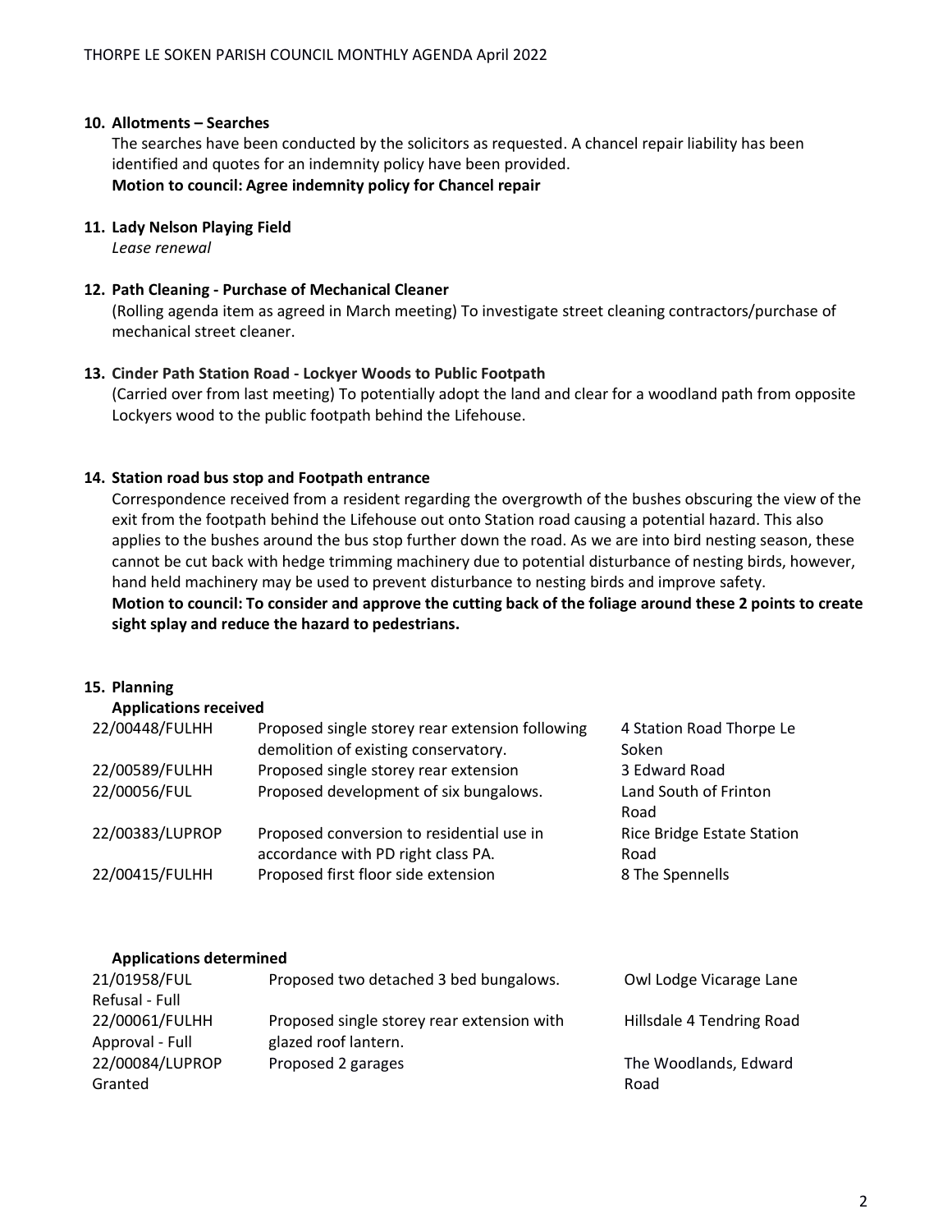**10. Allotments – Searches**

The searches have been conducted by the solicitors as requested. A chancel repair liability has been identified and quotes for an indemnity policy have been provided.
**Motion to council: Agree indemnity policy for Chancel repair**

**11. Lady Nelson Playing Field**

*Lease renewal*

**12. Path Cleaning - Purchase of Mechanical Cleaner**

(Rolling agenda item as agreed in March meeting) To investigate street cleaning contractors/purchase of mechanical street cleaner.

**13. Cinder Path Station Road - Lockyer Woods to Public Footpath**

(Carried over from last meeting) To potentially adopt the land and clear for a woodland path from opposite Lockyers wood to the public footpath behind the Lifehouse.

**14. Station road bus stop and Footpath entrance**

Correspondence received from a resident regarding the overgrowth of the bushes obscuring the view of the exit from the footpath behind the Lifehouse out onto Station road causing a potential hazard. This also applies to the bushes around the bus stop further down the road. As we are into bird nesting season, these cannot be cut back with hedge trimming machinery due to potential disturbance of nesting birds, however, hand held machinery may be used to prevent disturbance to nesting birds and improve safety.
**Motion to council: To consider and approve the cutting back of the foliage around these 2 points to create sight splay and reduce the hazard to pedestrians.**

**15. Planning**

**Applications received**

| | | |
|---|---|---|
| 22/00448/FULHH | Proposed single storey rear extension following demolition of existing conservatory. | 4 Station Road Thorpe Le Soken |
| 22/00589/FULHH | Proposed single storey rear extension | 3 Edward Road |
| 22/00056/FUL | Proposed development of six bungalows. | Land South of Frinton Road |
| 22/00383/LUPROP | Proposed conversion to residential use in accordance with PD right class PA. | Rice Bridge Estate Station Road |
| 22/00415/FULHH | Proposed first floor side extension | 8 The Spennells |

**Applications determined**

| | | |
|---|---|---|
| 21/01958/FUL Refusal - Full | Proposed two detached 3 bed bungalows. | Owl Lodge Vicarage Lane |
| 22/00061/FULHH Approval - Full | Proposed single storey rear extension with glazed roof lantern. | Hillsdale 4 Tendring Road |
| 22/00084/LUPROP Granted | Proposed 2 garages | The Woodlands, Edward Road |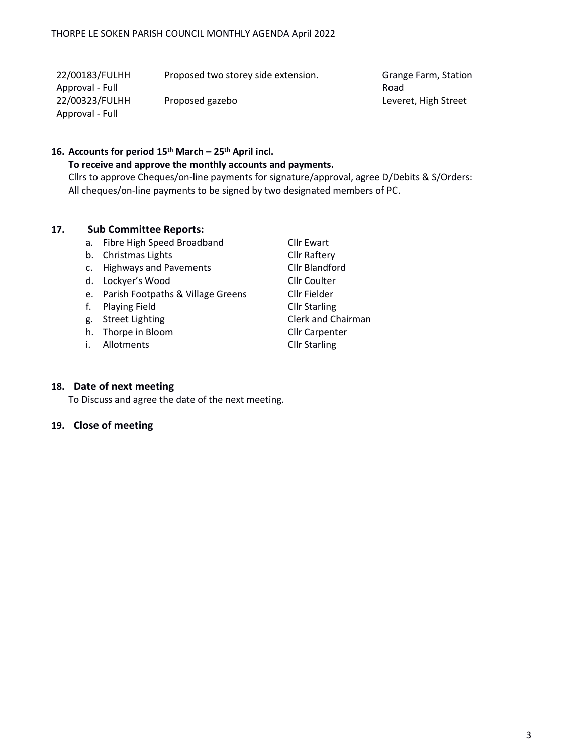| | | |
|---|---|---|
| 22/00183/FULHH Approval - Full | Proposed two storey side extension. | Grange Farm, Station Road |
| 22/00323/FULHH Approval - Full | Proposed gazebo | Leveret, High Street |

**16. Accounts for period 15th March – 25th April incl.**

**To receive and approve the monthly accounts and payments.**

Cllrs to approve Cheques/on-line payments for signature/approval, agree D/Debits & S/Orders: All cheques/on-line payments to be signed by two designated members of PC.

## 17. Sub Committee Reports:

| | | |
|---|---|---|
| a. | Fibre High Speed Broadband | Cllr Ewart |
| b. | Christmas Lights | Cllr Raftery |
| c. | Highways and Pavements | Cllr Blandford |
| d. | Lockyer's Wood | Cllr Coulter |
| e. | Parish Footpaths & Village Greens | Cllr Fielder |
| f. | Playing Field | Cllr Starling |
| g. | Street Lighting | Clerk and Chairman |
| h. | Thorpe in Bloom | Cllr Carpenter |
| i. | Allotments | Cllr Starling |

## 18. Date of next meeting

To Discuss and agree the date of the next meeting.

## 19. Close of meeting